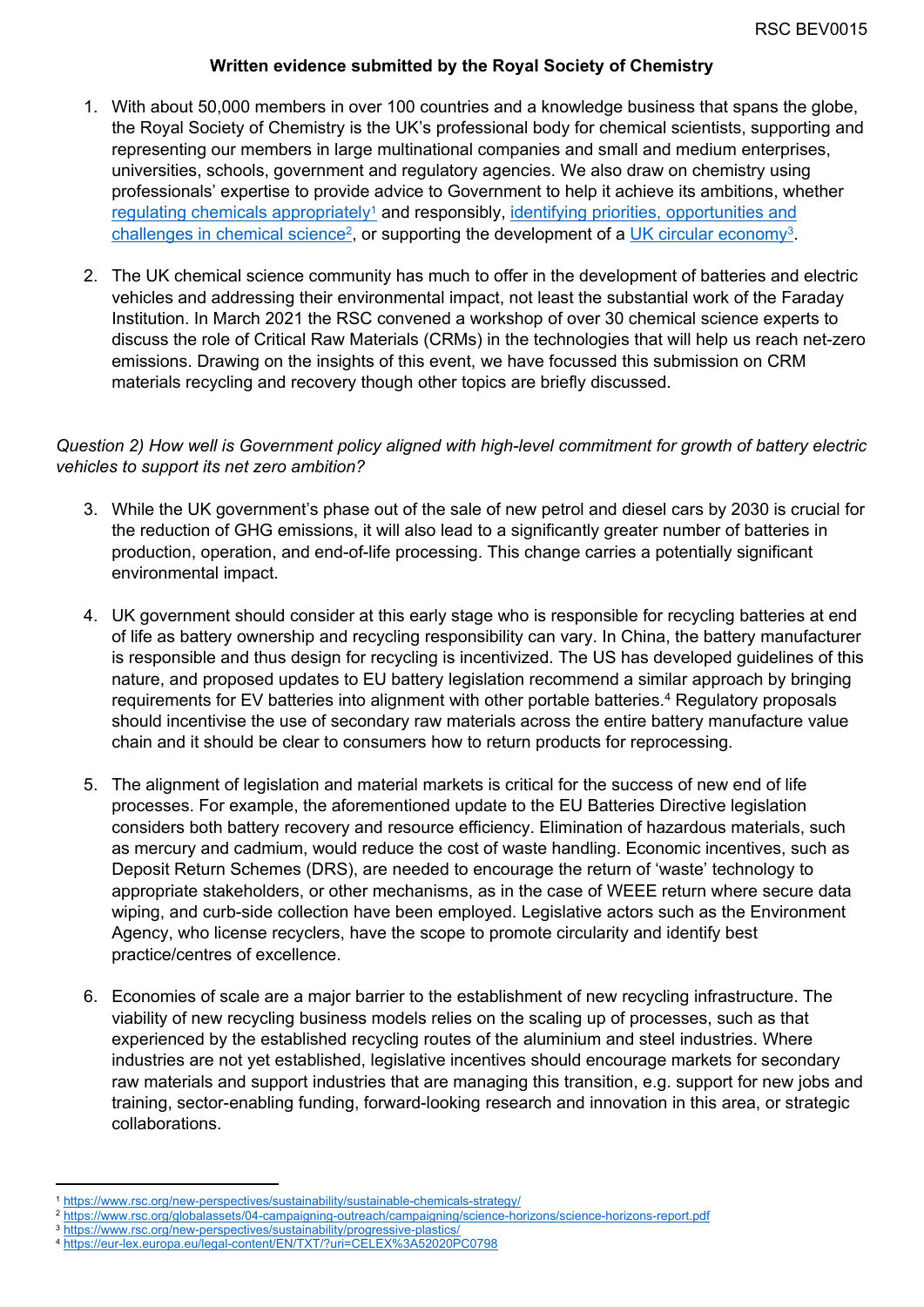RSC BEV0015

**Written evidence submitted by the Royal Society of Chemistry**

1. With about 50,000 members in over 100 countries and a knowledge business that spans the globe, the Royal Society of Chemistry is the UK's professional body for chemical scientists, supporting and representing our members in large multinational companies and small and medium enterprises, universities, schools, government and regulatory agencies. We also draw on chemistry using professionals' expertise to provide advice to Government to help it achieve its ambitions, whether [regulating chemicals appropriately](https://www.rsc.org/new-perspectives/sustainability/sustainable-chemicals-strategy/)[1] and responsibly, [identifying priorities, opportunities and challenges in chemical science](https://www.rsc.org/globalassets/04-campaigning-outreach/campaigning/science-horizons/science-horizons-report.pdf)[2], or supporting the development of a [UK circular economy](https://www.rsc.org/new-perspectives/sustainability/progressive-plastics/)[3].

2. The UK chemical science community has much to offer in the development of batteries and electric vehicles and addressing their environmental impact, not least the substantial work of the Faraday Institution. In March 2021 the RSC convened a workshop of over 30 chemical science experts to discuss the role of Critical Raw Materials (CRMs) in the technologies that will help us reach net-zero emissions. Drawing on the insights of this event, we have focussed this submission on CRM materials recycling and recovery though other topics are briefly discussed.

*Question 2) How well is Government policy aligned with high-level commitment for growth of battery electric vehicles to support its net zero ambition?*

3. While the UK government's phase out of the sale of new petrol and diesel cars by 2030 is crucial for the reduction of GHG emissions, it will also lead to a significantly greater number of batteries in production, operation, and end-of-life processing. This change carries a potentially significant environmental impact.

4. UK government should consider at this early stage who is responsible for recycling batteries at end of life as battery ownership and recycling responsibility can vary. In China, the battery manufacturer is responsible and thus design for recycling is incentivized. The US has developed guidelines of this nature, and proposed updates to EU battery legislation recommend a similar approach by bringing requirements for EV batteries into alignment with other portable batteries.[4] Regulatory proposals should incentivise the use of secondary raw materials across the entire battery manufacture value chain and it should be clear to consumers how to return products for reprocessing.

5. The alignment of legislation and material markets is critical for the success of new end of life processes. For example, the aforementioned update to the EU Batteries Directive legislation considers both battery recovery and resource efficiency. Elimination of hazardous materials, such as mercury and cadmium, would reduce the cost of waste handling. Economic incentives, such as Deposit Return Schemes (DRS), are needed to encourage the return of 'waste' technology to appropriate stakeholders, or other mechanisms, as in the case of WEEE return where secure data wiping, and curb-side collection have been employed. Legislative actors such as the Environment Agency, who license recyclers, have the scope to promote circularity and identify best practice/centres of excellence.

6. Economies of scale are a major barrier to the establishment of new recycling infrastructure. The viability of new recycling business models relies on the scaling up of processes, such as that experienced by the established recycling routes of the aluminium and steel industries. Where industries are not yet established, legislative incentives should encourage markets for secondary raw materials and support industries that are managing this transition, e.g. support for new jobs and training, sector-enabling funding, forward-looking research and innovation in this area, or strategic collaborations.

---

[1] https://www.rsc.org/new-perspectives/sustainability/sustainable-chemicals-strategy/
[2] https://www.rsc.org/globalassets/04-campaigning-outreach/campaigning/science-horizons/science-horizons-report.pdf
[3] https://www.rsc.org/new-perspectives/sustainability/progressive-plastics/
[4] https://eur-lex.europa.eu/legal-content/EN/TXT/?uri=CELEX%3A52020PC0798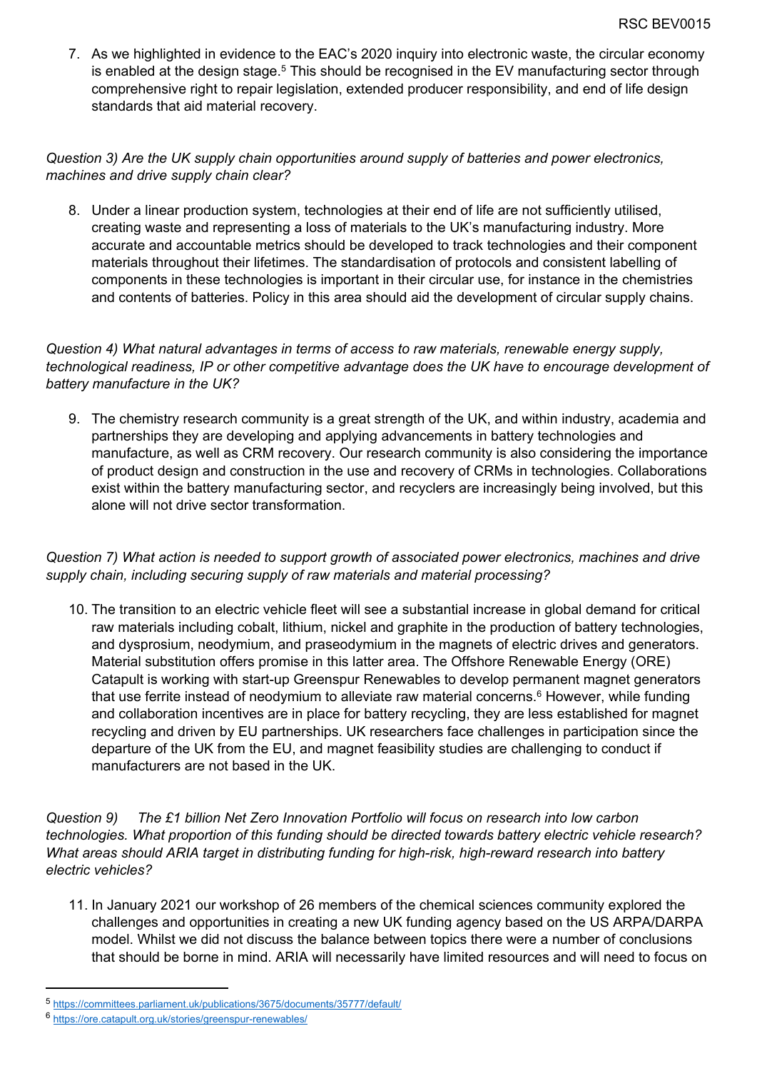7. As we highlighted in evidence to the EAC's 2020 inquiry into electronic waste, the circular economy is enabled at the design stage.[5] This should be recognised in the EV manufacturing sector through comprehensive right to repair legislation, extended producer responsibility, and end of life design standards that aid material recovery.

*Question 3) Are the UK supply chain opportunities around supply of batteries and power electronics, machines and drive supply chain clear?*

8. Under a linear production system, technologies at their end of life are not sufficiently utilised, creating waste and representing a loss of materials to the UK's manufacturing industry. More accurate and accountable metrics should be developed to track technologies and their component materials throughout their lifetimes. The standardisation of protocols and consistent labelling of components in these technologies is important in their circular use, for instance in the chemistries and contents of batteries. Policy in this area should aid the development of circular supply chains.

*Question 4) What natural advantages in terms of access to raw materials, renewable energy supply, technological readiness, IP or other competitive advantage does the UK have to encourage development of battery manufacture in the UK?*

9. The chemistry research community is a great strength of the UK, and within industry, academia and partnerships they are developing and applying advancements in battery technologies and manufacture, as well as CRM recovery. Our research community is also considering the importance of product design and construction in the use and recovery of CRMs in technologies. Collaborations exist within the battery manufacturing sector, and recyclers are increasingly being involved, but this alone will not drive sector transformation.

*Question 7) What action is needed to support growth of associated power electronics, machines and drive supply chain, including securing supply of raw materials and material processing?*

10. The transition to an electric vehicle fleet will see a substantial increase in global demand for critical raw materials including cobalt, lithium, nickel and graphite in the production of battery technologies, and dysprosium, neodymium, and praseodymium in the magnets of electric drives and generators. Material substitution offers promise in this latter area. The Offshore Renewable Energy (ORE) Catapult is working with start-up Greenspur Renewables to develop permanent magnet generators that use ferrite instead of neodymium to alleviate raw material concerns.[6] However, while funding and collaboration incentives are in place for battery recycling, they are less established for magnet recycling and driven by EU partnerships. UK researchers face challenges in participation since the departure of the UK from the EU, and magnet feasibility studies are challenging to conduct if manufacturers are not based in the UK.

*Question 9) The £1 billion Net Zero Innovation Portfolio will focus on research into low carbon technologies. What proportion of this funding should be directed towards battery electric vehicle research? What areas should ARIA target in distributing funding for high-risk, high-reward research into battery electric vehicles?*

11. In January 2021 our workshop of 26 members of the chemical sciences community explored the challenges and opportunities in creating a new UK funding agency based on the US ARPA/DARPA model. Whilst we did not discuss the balance between topics there were a number of conclusions that should be borne in mind. ARIA will necessarily have limited resources and will need to focus on

---

[5] https://committees.parliament.uk/publications/3675/documents/35777/default/

[6] https://ore.catapult.org.uk/stories/greenspur-renewables/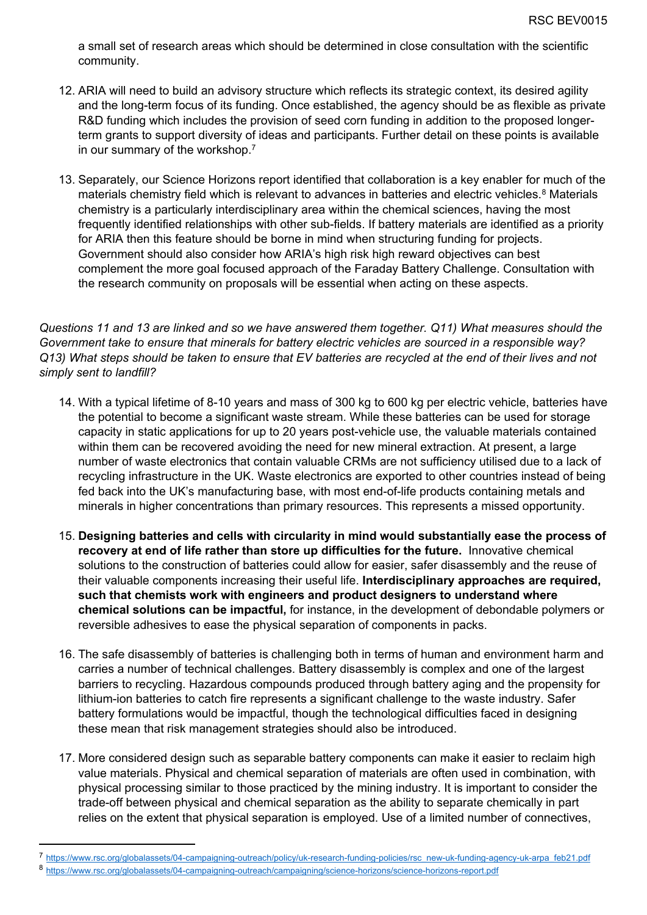a small set of research areas which should be determined in close consultation with the scientific community.

12. ARIA will need to build an advisory structure which reflects its strategic context, its desired agility and the long-term focus of its funding. Once established, the agency should be as flexible as private R&D funding which includes the provision of seed corn funding in addition to the proposed longer-term grants to support diversity of ideas and participants. Further detail on these points is available in our summary of the workshop.[7]

13. Separately, our Science Horizons report identified that collaboration is a key enabler for much of the materials chemistry field which is relevant to advances in batteries and electric vehicles.[8] Materials chemistry is a particularly interdisciplinary area within the chemical sciences, having the most frequently identified relationships with other sub-fields. If battery materials are identified as a priority for ARIA then this feature should be borne in mind when structuring funding for projects. Government should also consider how ARIA's high risk high reward objectives can best complement the more goal focused approach of the Faraday Battery Challenge. Consultation with the research community on proposals will be essential when acting on these aspects.

*Questions 11 and 13 are linked and so we have answered them together. Q11) What measures should the Government take to ensure that minerals for battery electric vehicles are sourced in a responsible way? Q13) What steps should be taken to ensure that EV batteries are recycled at the end of their lives and not simply sent to landfill?*

14. With a typical lifetime of 8-10 years and mass of 300 kg to 600 kg per electric vehicle, batteries have the potential to become a significant waste stream. While these batteries can be used for storage capacity in static applications for up to 20 years post-vehicle use, the valuable materials contained within them can be recovered avoiding the need for new mineral extraction. At present, a large number of waste electronics that contain valuable CRMs are not sufficiency utilised due to a lack of recycling infrastructure in the UK. Waste electronics are exported to other countries instead of being fed back into the UK's manufacturing base, with most end-of-life products containing metals and minerals in higher concentrations than primary resources. This represents a missed opportunity.

15. **Designing batteries and cells with circularity in mind would substantially ease the process of recovery at end of life rather than store up difficulties for the future.** Innovative chemical solutions to the construction of batteries could allow for easier, safer disassembly and the reuse of their valuable components increasing their useful life. **Interdisciplinary approaches are required, such that chemists work with engineers and product designers to understand where chemical solutions can be impactful,** for instance, in the development of debondable polymers or reversible adhesives to ease the physical separation of components in packs.

16. The safe disassembly of batteries is challenging both in terms of human and environment harm and carries a number of technical challenges. Battery disassembly is complex and one of the largest barriers to recycling. Hazardous compounds produced through battery aging and the propensity for lithium-ion batteries to catch fire represents a significant challenge to the waste industry. Safer battery formulations would be impactful, though the technological difficulties faced in designing these mean that risk management strategies should also be introduced.

17. More considered design such as separable battery components can make it easier to reclaim high value materials. Physical and chemical separation of materials are often used in combination, with physical processing similar to those practiced by the mining industry. It is important to consider the trade-off between physical and chemical separation as the ability to separate chemically in part relies on the extent that physical separation is employed. Use of a limited number of connectives,

---

[7] https://www.rsc.org/globalassets/04-campaigning-outreach/policy/uk-research-funding-policies/rsc_new-uk-funding-agency-uk-arpa_feb21.pdf

[8] https://www.rsc.org/globalassets/04-campaigning-outreach/campaigning/science-horizons/science-horizons-report.pdf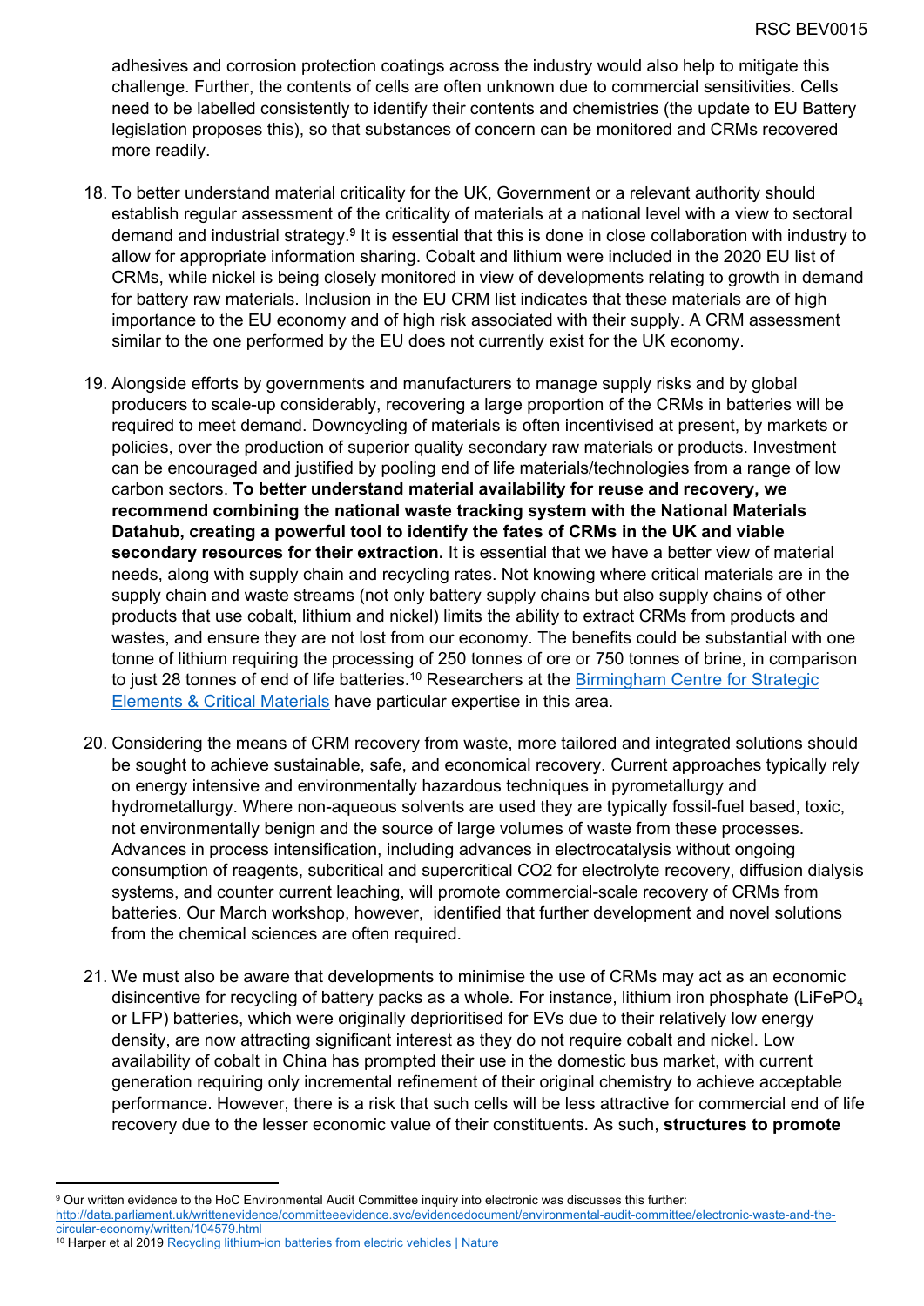adhesives and corrosion protection coatings across the industry would also help to mitigate this challenge. Further, the contents of cells are often unknown due to commercial sensitivities. Cells need to be labelled consistently to identify their contents and chemistries (the update to EU Battery legislation proposes this), so that substances of concern can be monitored and CRMs recovered more readily.

18. To better understand material criticality for the UK, Government or a relevant authority should establish regular assessment of the criticality of materials at a national level with a view to sectoral demand and industrial strategy.[9] It is essential that this is done in close collaboration with industry to allow for appropriate information sharing. Cobalt and lithium were included in the 2020 EU list of CRMs, while nickel is being closely monitored in view of developments relating to growth in demand for battery raw materials. Inclusion in the EU CRM list indicates that these materials are of high importance to the EU economy and of high risk associated with their supply. A CRM assessment similar to the one performed by the EU does not currently exist for the UK economy.

19. Alongside efforts by governments and manufacturers to manage supply risks and by global producers to scale-up considerably, recovering a large proportion of the CRMs in batteries will be required to meet demand. Downcycling of materials is often incentivised at present, by markets or policies, over the production of superior quality secondary raw materials or products. Investment can be encouraged and justified by pooling end of life materials/technologies from a range of low carbon sectors. **To better understand material availability for reuse and recovery, we recommend combining the national waste tracking system with the National Materials Datahub, creating a powerful tool to identify the fates of CRMs in the UK and viable secondary resources for their extraction.** It is essential that we have a better view of material needs, along with supply chain and recycling rates. Not knowing where critical materials are in the supply chain and waste streams (not only battery supply chains but also supply chains of other products that use cobalt, lithium and nickel) limits the ability to extract CRMs from products and wastes, and ensure they are not lost from our economy. The benefits could be substantial with one tonne of lithium requiring the processing of 250 tonnes of ore or 750 tonnes of brine, in comparison to just 28 tonnes of end of life batteries.[10] Researchers at the [Birmingham Centre for Strategic Elements & Critical Materials] have particular expertise in this area.

20. Considering the means of CRM recovery from waste, more tailored and integrated solutions should be sought to achieve sustainable, safe, and economical recovery. Current approaches typically rely on energy intensive and environmentally hazardous techniques in pyrometallurgy and hydrometallurgy. Where non-aqueous solvents are used they are typically fossil-fuel based, toxic, not environmentally benign and the source of large volumes of waste from these processes. Advances in process intensification, including advances in electrocatalysis without ongoing consumption of reagents, subcritical and supercritical CO2 for electrolyte recovery, diffusion dialysis systems, and counter current leaching, will promote commercial-scale recovery of CRMs from batteries. Our March workshop, however, identified that further development and novel solutions from the chemical sciences are often required.

21. We must also be aware that developments to minimise the use of CRMs may act as an economic disincentive for recycling of battery packs as a whole. For instance, lithium iron phosphate ($LiFePO_4$ or LFP) batteries, which were originally deprioritised for EVs due to their relatively low energy density, are now attracting significant interest as they do not require cobalt and nickel. Low availability of cobalt in China has prompted their use in the domestic bus market, with current generation requiring only incremental refinement of their original chemistry to achieve acceptable performance. However, there is a risk that such cells will be less attractive for commercial end of life recovery due to the lesser economic value of their constituents. As such, **structures to promote**

---

[9] Our written evidence to the HoC Environmental Audit Committee inquiry into electronic was discusses this further: http://data.parliament.uk/writtenevidence/committeeevidence.svc/evidencedocument/environmental-audit-committee/electronic-waste-and-the-circular-economy/written/104579.html

[10] Harper et al 2019 [Recycling lithium-ion batteries from electric vehicles | Nature]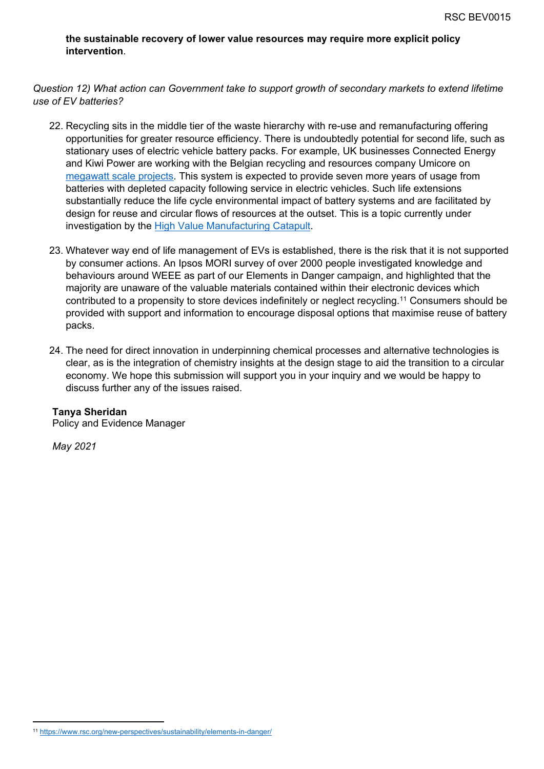**the sustainable recovery of lower value resources may require more explicit policy intervention**.

*Question 12) What action can Government take to support growth of secondary markets to extend lifetime use of EV batteries?*

22. Recycling sits in the middle tier of the waste hierarchy with re-use and remanufacturing offering opportunities for greater resource efficiency. There is undoubtedly potential for second life, such as stationary uses of electric vehicle battery packs. For example, UK businesses Connected Energy and Kiwi Power are working with the Belgian recycling and resources company Umicore on megawatt scale projects. This system is expected to provide seven more years of usage from batteries with depleted capacity following service in electric vehicles. Such life extensions substantially reduce the life cycle environmental impact of battery systems and are facilitated by design for reuse and circular flows of resources at the outset. This is a topic currently under investigation by the High Value Manufacturing Catapult.

23. Whatever way end of life management of EVs is established, there is the risk that it is not supported by consumer actions. An Ipsos MORI survey of over 2000 people investigated knowledge and behaviours around WEEE as part of our Elements in Danger campaign, and highlighted that the majority are unaware of the valuable materials contained within their electronic devices which contributed to a propensity to store devices indefinitely or neglect recycling.[11] Consumers should be provided with support and information to encourage disposal options that maximise reuse of battery packs.

24. The need for direct innovation in underpinning chemical processes and alternative technologies is clear, as is the integration of chemistry insights at the design stage to aid the transition to a circular economy. We hope this submission will support you in your inquiry and we would be happy to discuss further any of the issues raised.

**Tanya Sheridan**
Policy and Evidence Manager

*May 2021*

[11] https://www.rsc.org/new-perspectives/sustainability/elements-in-danger/